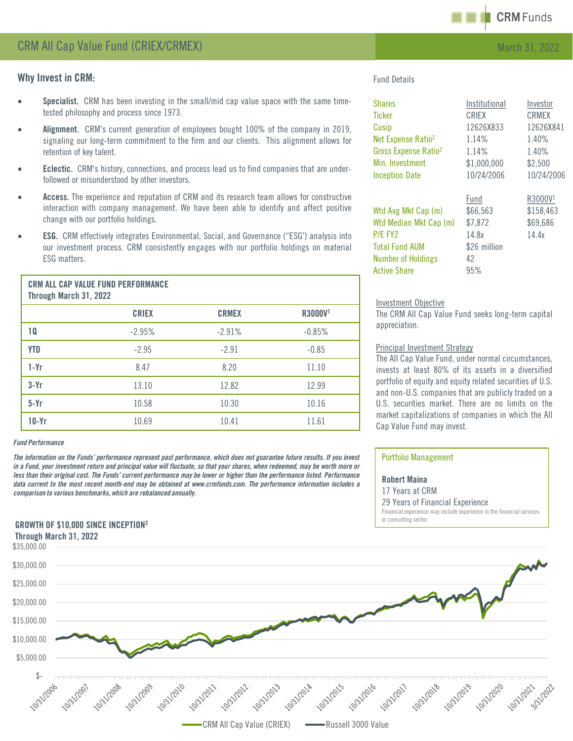CRM Funds

# CRM All Cap Value Fund (CRIEX/CRMEX)

March 31, 2022

## Why Invest in CRM:

- **Specialist.** CRM has been investing in the small/mid cap value space with the same time-tested philosophy and process since 1973.
- **Alignment.** CRM's current generation of employees bought 100% of the company in 2019, signaling our long-term commitment to the firm and our clients. This alignment allows for retention of key talent.
- **Eclectic.** CRM's history, connections, and process lead us to find companies that are under-followed or misunderstood by other investors.
- **Access.** The experience and reputation of CRM and its research team allows for constructive interaction with company management. We have been able to identify and affect positive change with our portfolio holdings.
- **ESG.** CRM effectively integrates Environmental, Social, and Governance ("ESG') analysis into our investment process. CRM consistently engages with our portfolio holdings on material ESG matters.

### CRM ALL CAP VALUE FUND PERFORMANCE
**Through March 31, 2022**

| | CRIEX | CRMEX | R3000V[1] |
|---|---|---|---|
| 1Q | -2.95% | -2.91% | -0.85% |
| YTD | -2.95 | -2.91 | -0.85 |
| 1-Yr | 8.47 | 8.20 | 11.10 |
| 3-Yr | 13.10 | 12.82 | 12.99 |
| 5-Yr | 10.58 | 10.30 | 10.16 |
| 10-Yr | 10.69 | 10.41 | 11.61 |

*Fund Performance*

*The information on the Funds' performance represent past performance, which does not guarantee future results. If you invest in a Fund, your investment return and principal value will fluctuate, so that your shares, when redeemed, may be worth more or less than their original cost. The Funds' current performance may be lower or higher than the performance listed. Performance data current to the most recent month-end may be obtained at www.crmfunds.com. The performance information includes a comparison to various benchmarks, which are rebalanced annually.*

## Fund Details

| Shares | Institutional | Investor |
|---|---|---|
| Ticker | CRIEX | CRMEX |
| Cusip | 12626X833 | 12626X841 |
| Net Expense Ratio[2] | 1.14% | 1.40% |
| Gross Expense Ratio[2] | 1.14% | 1.40% |
| Min. Investment | $1,000,000 | $2,500 |
| Inception Date | 10/24/2006 | 10/24/2006 |

| | Fund | R3000V[1] |
|---|---|---|
| Wtd Avg Mkt Cap (m) | $66,563 | $158,463 |
| Wtd Median Mkt Cap (m) | $7,872 | $69,686 |
| P/E FY2 | 14.8x | 14.4x |
| Total Fund AUM | $26 million | |
| Number of Holdings | 42 | |
| Active Share | 95% | |

### Investment Objective

The CRM All Cap Value Fund seeks long-term capital appreciation.

### Principal Investment Strategy

The All Cap Value Fund, under normal circumstances, invests at least 80% of its assets in a diversified portfolio of equity and equity related securities of U.S. and non-U.S. companies that are publicly traded on a U.S. securities market. There are no limits on the market capitalizations of companies in which the All Cap Value Fund may invest.

### Portfolio Management

**Robert Maina**
17 Years at CRM
29 Years of Financial Experience
Financial experience may include experience in the financial services or consulting sector.

### GROWTH OF $10,000 SINCE INCEPTION[3]
**Through March 31, 2022**

$35,000.00 · $30,000.00 · $25,000.00 · $20,000.00 · $15,000.00 · $10,000.00 · $5,000.00 · $-

10/31/2006 · 10/31/2007 · 10/31/2008 · 10/31/2009 · 10/31/2010 · 10/31/2011 · 10/31/2012 · 10/31/2013 · 10/31/2014 · 10/31/2015 · 10/31/2016 · 10/31/2017 · 10/31/2018 · 10/31/2019 · 10/31/2020 · 10/31/2021 · 3/31/2022

CRM All Cap Value (CRIEX) — Russell 3000 Value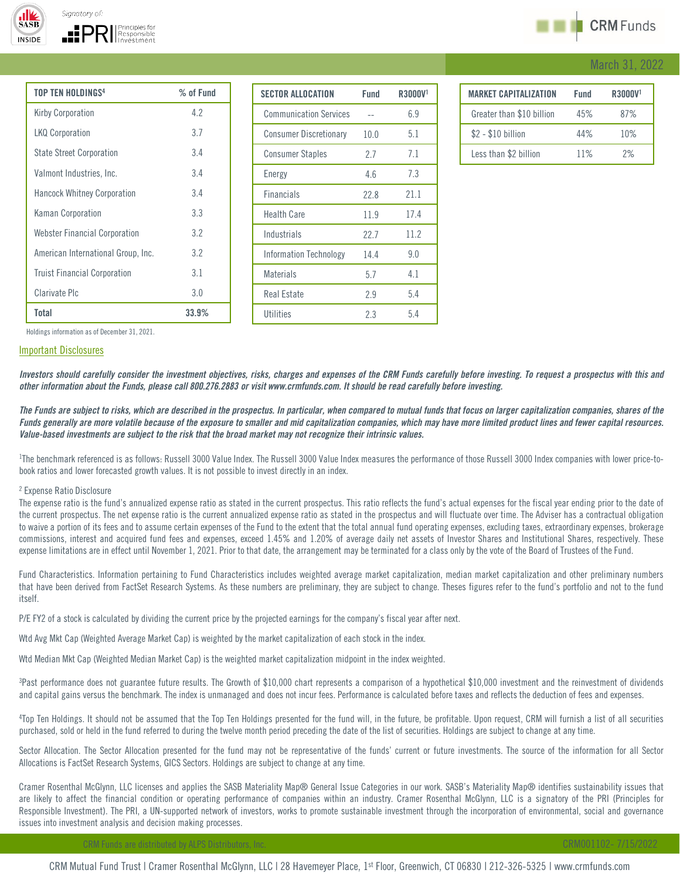March 31, 2022

| TOP TEN HOLDINGS[4] | % of Fund |
|---|---|
| Kirby Corporation | 4.2 |
| LKQ Corporation | 3.7 |
| State Street Corporation | 3.4 |
| Valmont Industries, Inc. | 3.4 |
| Hancock Whitney Corporation | 3.4 |
| Kaman Corporation | 3.3 |
| Webster Financial Corporation | 3.2 |
| American International Group, Inc. | 3.2 |
| Truist Financial Corporation | 3.1 |
| Clarivate Plc | 3.0 |
| **Total** | **33.9%** |

Holdings information as of December 31, 2021.

| SECTOR ALLOCATION | Fund | R3000V[1] |
|---|---|---|
| Communication Services | -- | 6.9 |
| Consumer Discretionary | 10.0 | 5.1 |
| Consumer Staples | 2.7 | 7.1 |
| Energy | 4.6 | 7.3 |
| Financials | 22.8 | 21.1 |
| Health Care | 11.9 | 17.4 |
| Industrials | 22.7 | 11.2 |
| Information Technology | 14.4 | 9.0 |
| Materials | 5.7 | 4.1 |
| Real Estate | 2.9 | 5.4 |
| Utilities | 2.3 | 5.4 |

| MARKET CAPITALIZATION | Fund | R3000V[1] |
|---|---|---|
| Greater than $10 billion | 45% | 87% |
| $2 - $10 billion | 44% | 10% |
| Less than $2 billion | 11% | 2% |

## Important Disclosures

***Investors should carefully consider the investment objectives, risks, charges and expenses of the CRM Funds carefully before investing. To request a prospectus with this and other information about the Funds, please call 800.276.2883 or visit www.crmfunds.com. It should be read carefully before investing.***

***The Funds are subject to risks, which are described in the prospectus. In particular, when compared to mutual funds that focus on larger capitalization companies, shares of the Funds generally are more volatile because of the exposure to smaller and mid capitalization companies, which may have more limited product lines and fewer capital resources. Value-based investments are subject to the risk that the broad market may not recognize their intrinsic values.***

[1]The benchmark referenced is as follows: Russell 3000 Value Index. The Russell 3000 Value Index measures the performance of those Russell 3000 Index companies with lower price-to-book ratios and lower forecasted growth values. It is not possible to invest directly in an index.

[2] Expense Ratio Disclosure
The expense ratio is the fund's annualized expense ratio as stated in the current prospectus. This ratio reflects the fund's actual expenses for the fiscal year ending prior to the date of the current prospectus. The net expense ratio is the current annualized expense ratio as stated in the prospectus and will fluctuate over time. The Adviser has a contractual obligation to waive a portion of its fees and to assume certain expenses of the Fund to the extent that the total annual fund operating expenses, excluding taxes, extraordinary expenses, brokerage commissions, interest and acquired fund fees and expenses, exceed 1.45% and 1.20% of average daily net assets of Investor Shares and Institutional Shares, respectively. These expense limitations are in effect until November 1, 2021. Prior to that date, the arrangement may be terminated for a class only by the vote of the Board of Trustees of the Fund.

Fund Characteristics. Information pertaining to Fund Characteristics includes weighted average market capitalization, median market capitalization and other preliminary numbers that have been derived from FactSet Research Systems. As these numbers are preliminary, they are subject to change. Theses figures refer to the fund's portfolio and not to the fund itself.

P/E FY2 of a stock is calculated by dividing the current price by the projected earnings for the company's fiscal year after next.

Wtd Avg Mkt Cap (Weighted Average Market Cap) is weighted by the market capitalization of each stock in the index.

Wtd Median Mkt Cap (Weighted Median Market Cap) is the weighted market capitalization midpoint in the index weighted.

[3]Past performance does not guarantee future results. The Growth of $10,000 chart represents a comparison of a hypothetical $10,000 investment and the reinvestment of dividends and capital gains versus the benchmark. The index is unmanaged and does not incur fees. Performance is calculated before taxes and reflects the deduction of fees and expenses.

[4]Top Ten Holdings. It should not be assumed that the Top Ten Holdings presented for the fund will, in the future, be profitable. Upon request, CRM will furnish a list of all securities purchased, sold or held in the fund referred to during the twelve month period preceding the date of the list of securities. Holdings are subject to change at any time.

Sector Allocation. The Sector Allocation presented for the fund may not be representative of the funds' current or future investments. The source of the information for all Sector Allocations is FactSet Research Systems, GICS Sectors. Holdings are subject to change at any time.

Cramer Rosenthal McGlynn, LLC licenses and applies the SASB Materiality Map® General Issue Categories in our work. SASB's Materiality Map® identifies sustainability issues that are likely to affect the financial condition or operating performance of companies within an industry. Cramer Rosenthal McGlynn, LLC is a signatory of the PRI (Principles for Responsible Investment). The PRI, a UN-supported network of investors, works to promote sustainable investment through the incorporation of environmental, social and governance issues into investment analysis and decision making processes.

CRM Funds are distributed by ALPS Distributors, Inc. CRM001102- 7/15/2022

CRM Mutual Fund Trust | Cramer Rosenthal McGlynn, LLC | 28 Havemeyer Place, 1st Floor, Greenwich, CT 06830 | 212-326-5325 | www.crmfunds.com